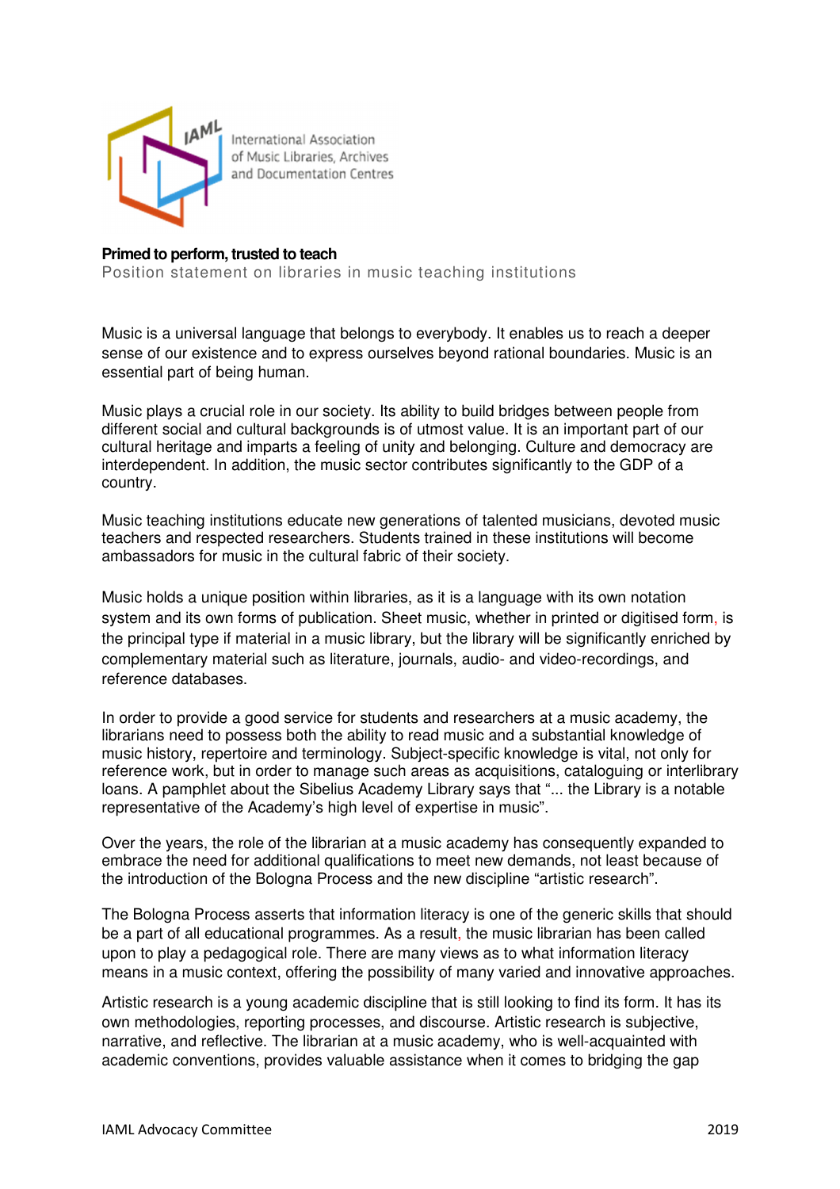International Association of Music Libraries, Archives and Documentation Centres

**Primed to perform, trusted to teach**

Position statement on libraries in music teaching institutions

Music is a universal language that belongs to everybody. It enables us to reach a deeper sense of our existence and to express ourselves beyond rational boundaries. Music is an essential part of being human.

Music plays a crucial role in our society. Its ability to build bridges between people from different social and cultural backgrounds is of utmost value. It is an important part of our cultural heritage and imparts a feeling of unity and belonging. Culture and democracy are interdependent. In addition, the music sector contributes significantly to the GDP of a country.

Music teaching institutions educate new generations of talented musicians, devoted music teachers and respected researchers. Students trained in these institutions will become ambassadors for music in the cultural fabric of their society.

Music holds a unique position within libraries, as it is a language with its own notation system and its own forms of publication. Sheet music, whether in printed or digitised form, is the principal type if material in a music library, but the library will be significantly enriched by complementary material such as literature, journals, audio- and video-recordings, and reference databases.

In order to provide a good service for students and researchers at a music academy, the librarians need to possess both the ability to read music and a substantial knowledge of music history, repertoire and terminology. Subject-specific knowledge is vital, not only for reference work, but in order to manage such areas as acquisitions, cataloguing or interlibrary loans. A pamphlet about the Sibelius Academy Library says that "... the Library is a notable representative of the Academy's high level of expertise in music".

Over the years, the role of the librarian at a music academy has consequently expanded to embrace the need for additional qualifications to meet new demands, not least because of the introduction of the Bologna Process and the new discipline "artistic research".

The Bologna Process asserts that information literacy is one of the generic skills that should be a part of all educational programmes. As a result, the music librarian has been called upon to play a pedagogical role. There are many views as to what information literacy means in a music context, offering the possibility of many varied and innovative approaches.

Artistic research is a young academic discipline that is still looking to find its form. It has its own methodologies, reporting processes, and discourse. Artistic research is subjective, narrative, and reflective. The librarian at a music academy, who is well-acquainted with academic conventions, provides valuable assistance when it comes to bridging the gap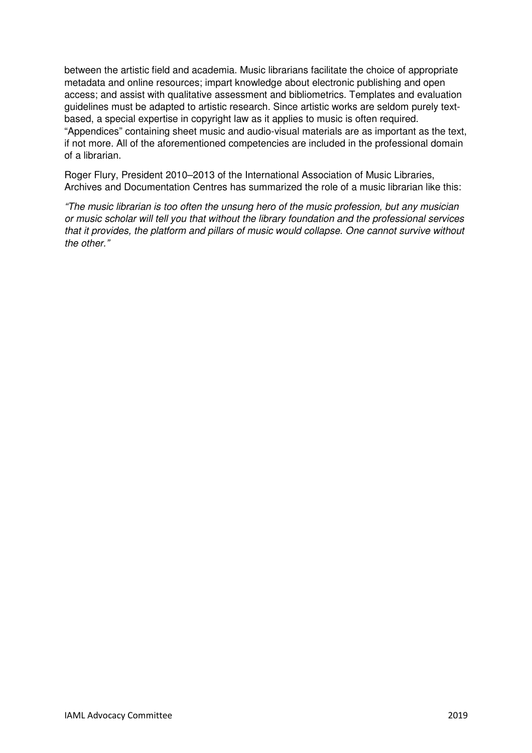between the artistic field and academia. Music librarians facilitate the choice of appropriate metadata and online resources; impart knowledge about electronic publishing and open access; and assist with qualitative assessment and bibliometrics. Templates and evaluation guidelines must be adapted to artistic research. Since artistic works are seldom purely text-based, a special expertise in copyright law as it applies to music is often required. "Appendices" containing sheet music and audio-visual materials are as important as the text, if not more. All of the aforementioned competencies are included in the professional domain of a librarian.

Roger Flury, President 2010–2013 of the International Association of Music Libraries, Archives and Documentation Centres has summarized the role of a music librarian like this:

*"The music librarian is too often the unsung hero of the music profession, but any musician or music scholar will tell you that without the library foundation and the professional services that it provides, the platform and pillars of music would collapse. One cannot survive without the other."*